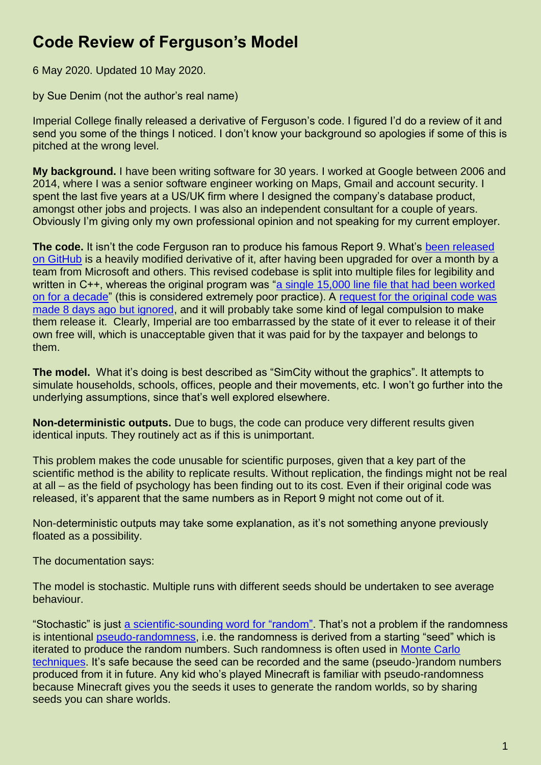# Code Review of Ferguson's Model

6 May 2020. Updated 10 May 2020.

by Sue Denim (not the author's real name)

Imperial College finally released a derivative of Ferguson's code. I figured I'd do a review of it and send you some of the things I noticed. I don't know your background so apologies if some of this is pitched at the wrong level.

**My background.** I have been writing software for 30 years. I worked at Google between 2006 and 2014, where I was a senior software engineer working on Maps, Gmail and account security. I spent the last five years at a US/UK firm where I designed the company's database product, amongst other jobs and projects. I was also an independent consultant for a couple of years. Obviously I'm giving only my own professional opinion and not speaking for my current employer.

**The code.** It isn't the code Ferguson ran to produce his famous Report 9. What's been released on GitHub is a heavily modified derivative of it, after having been upgraded for over a month by a team from Microsoft and others. This revised codebase is split into multiple files for legibility and written in C++, whereas the original program was "a single 15,000 line file that had been worked on for a decade" (this is considered extremely poor practice). A request for the original code was made 8 days ago but ignored, and it will probably take some kind of legal compulsion to make them release it. Clearly, Imperial are too embarrassed by the state of it ever to release it of their own free will, which is unacceptable given that it was paid for by the taxpayer and belongs to them.

**The model.** What it's doing is best described as "SimCity without the graphics". It attempts to simulate households, schools, offices, people and their movements, etc. I won't go further into the underlying assumptions, since that's well explored elsewhere.

**Non-deterministic outputs.** Due to bugs, the code can produce very different results given identical inputs. They routinely act as if this is unimportant.

This problem makes the code unusable for scientific purposes, given that a key part of the scientific method is the ability to replicate results. Without replication, the findings might not be real at all – as the field of psychology has been finding out to its cost. Even if their original code was released, it's apparent that the same numbers as in Report 9 might not come out of it.

Non-deterministic outputs may take some explanation, as it's not something anyone previously floated as a possibility.

The documentation says:

The model is stochastic. Multiple runs with different seeds should be undertaken to see average behaviour.

"Stochastic" is just a scientific-sounding word for "random". That's not a problem if the randomness is intentional pseudo-randomness, i.e. the randomness is derived from a starting "seed" which is iterated to produce the random numbers. Such randomness is often used in Monte Carlo techniques. It's safe because the seed can be recorded and the same (pseudo-)random numbers produced from it in future. Any kid who's played Minecraft is familiar with pseudo-randomness because Minecraft gives you the seeds it uses to generate the random worlds, so by sharing seeds you can share worlds.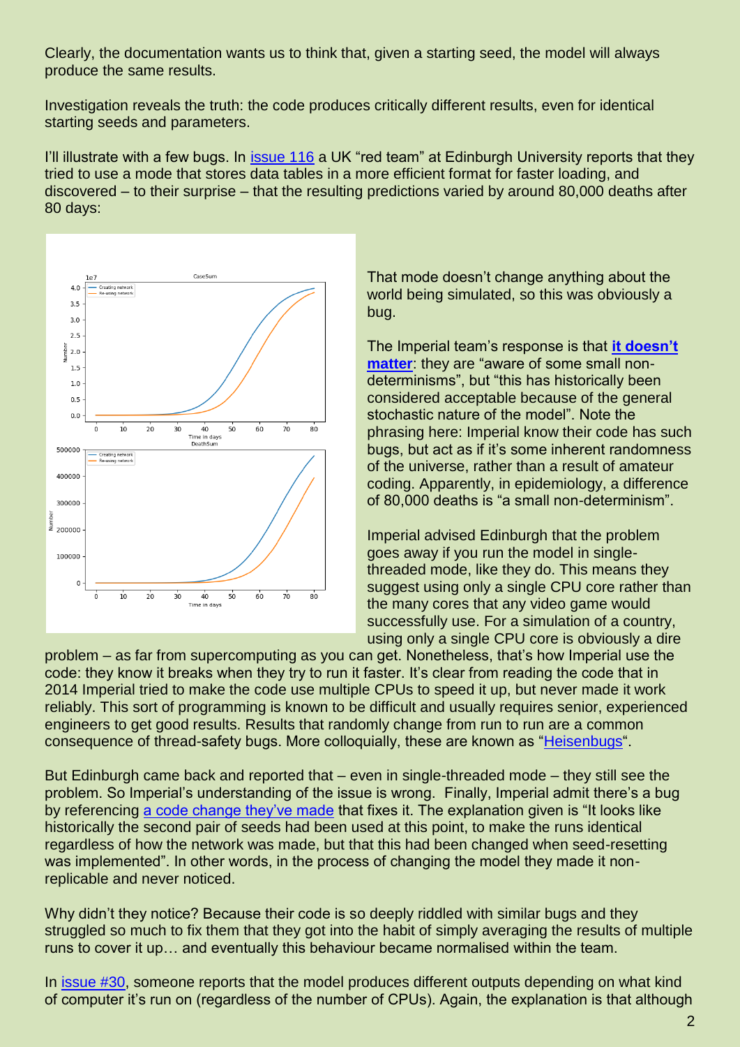Clearly, the documentation wants us to think that, given a starting seed, the model will always produce the same results.

Investigation reveals the truth: the code produces critically different results, even for identical starting seeds and parameters.

I'll illustrate with a few bugs. In [issue 116](#) a UK "red team" at Edinburgh University reports that they tried to use a mode that stores data tables in a more efficient format for faster loading, and discovered – to their surprise – that the resulting predictions varied by around 80,000 deaths after 80 days:

That mode doesn't change anything about the world being simulated, so this was obviously a bug.

The Imperial team's response is that **[it doesn't matter](#)**: they are "aware of some small non-determinisms", but "this has historically been considered acceptable because of the general stochastic nature of the model". Note the phrasing here: Imperial know their code has such bugs, but act as if it's some inherent randomness of the universe, rather than a result of amateur coding. Apparently, in epidemiology, a difference of 80,000 deaths is "a small non-determinism".

Imperial advised Edinburgh that the problem goes away if you run the model in single-threaded mode, like they do. This means they suggest using only a single CPU core rather than the many cores that any video game would successfully use. For a simulation of a country, using only a single CPU core is obviously a dire problem – as far from supercomputing as you can get. Nonetheless, that's how Imperial use the code: they know it breaks when they try to run it faster. It's clear from reading the code that in 2014 Imperial tried to make the code use multiple CPUs to speed it up, but never made it work reliably. This sort of programming is known to be difficult and usually requires senior, experienced engineers to get good results. Results that randomly change from run to run are a common consequence of thread-safety bugs. More colloquially, these are known as "[Heisenbugs](#)".

But Edinburgh came back and reported that – even in single-threaded mode – they still see the problem. So Imperial's understanding of the issue is wrong. Finally, Imperial admit there's a bug by referencing [a code change they've made](#) that fixes it. The explanation given is "It looks like historically the second pair of seeds had been used at this point, to make the runs identical regardless of how the network was made, but that this had been changed when seed-resetting was implemented". In other words, in the process of changing the model they made it non-replicable and never noticed.

Why didn't they notice? Because their code is so deeply riddled with similar bugs and they struggled so much to fix them that they got into the habit of simply averaging the results of multiple runs to cover it up… and eventually this behaviour became normalised within the team.

In [issue #30](#), someone reports that the model produces different outputs depending on what kind of computer it's run on (regardless of the number of CPUs). Again, the explanation is that although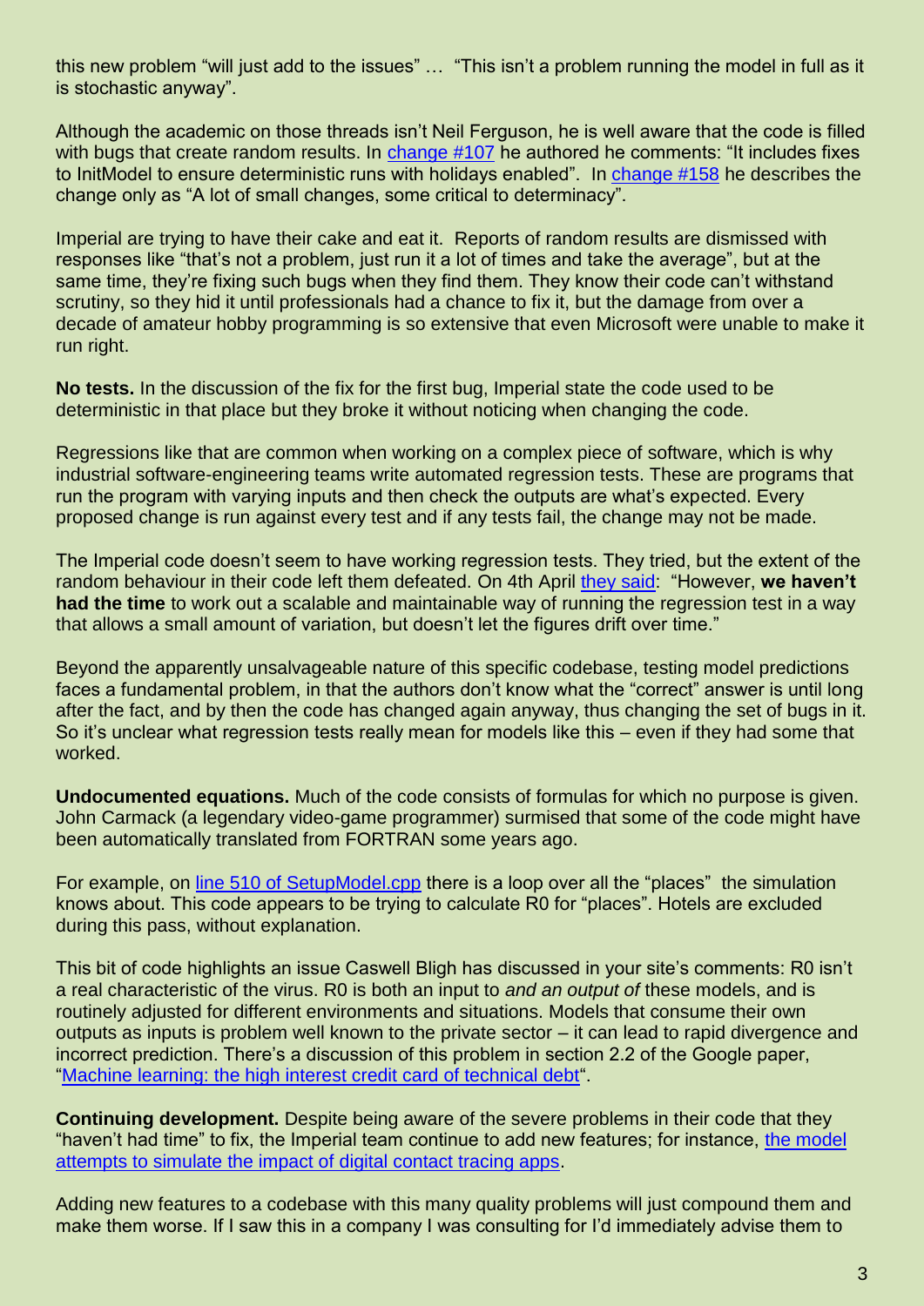this new problem "will just add to the issues" … "This isn't a problem running the model in full as it is stochastic anyway".

Although the academic on those threads isn't Neil Ferguson, he is well aware that the code is filled with bugs that create random results. In change #107 he authored he comments: "It includes fixes to InitModel to ensure deterministic runs with holidays enabled". In change #158 he describes the change only as "A lot of small changes, some critical to determinacy".

Imperial are trying to have their cake and eat it. Reports of random results are dismissed with responses like "that's not a problem, just run it a lot of times and take the average", but at the same time, they're fixing such bugs when they find them. They know their code can't withstand scrutiny, so they hid it until professionals had a chance to fix it, but the damage from over a decade of amateur hobby programming is so extensive that even Microsoft were unable to make it run right.

**No tests.** In the discussion of the fix for the first bug, Imperial state the code used to be deterministic in that place but they broke it without noticing when changing the code.

Regressions like that are common when working on a complex piece of software, which is why industrial software-engineering teams write automated regression tests. These are programs that run the program with varying inputs and then check the outputs are what's expected. Every proposed change is run against every test and if any tests fail, the change may not be made.

The Imperial code doesn't seem to have working regression tests. They tried, but the extent of the random behaviour in their code left them defeated. On 4th April they said: "However, **we haven't had the time** to work out a scalable and maintainable way of running the regression test in a way that allows a small amount of variation, but doesn't let the figures drift over time."

Beyond the apparently unsalvageable nature of this specific codebase, testing model predictions faces a fundamental problem, in that the authors don't know what the "correct" answer is until long after the fact, and by then the code has changed again anyway, thus changing the set of bugs in it. So it's unclear what regression tests really mean for models like this – even if they had some that worked.

**Undocumented equations.** Much of the code consists of formulas for which no purpose is given. John Carmack (a legendary video-game programmer) surmised that some of the code might have been automatically translated from FORTRAN some years ago.

For example, on line 510 of SetupModel.cpp there is a loop over all the "places" the simulation knows about. This code appears to be trying to calculate R0 for "places". Hotels are excluded during this pass, without explanation.

This bit of code highlights an issue Caswell Bligh has discussed in your site's comments: R0 isn't a real characteristic of the virus. R0 is both an input to *and an output of* these models, and is routinely adjusted for different environments and situations. Models that consume their own outputs as inputs is problem well known to the private sector – it can lead to rapid divergence and incorrect prediction. There's a discussion of this problem in section 2.2 of the Google paper, "Machine learning: the high interest credit card of technical debt".

**Continuing development.** Despite being aware of the severe problems in their code that they "haven't had time" to fix, the Imperial team continue to add new features; for instance, the model attempts to simulate the impact of digital contact tracing apps.

Adding new features to a codebase with this many quality problems will just compound them and make them worse. If I saw this in a company I was consulting for I'd immediately advise them to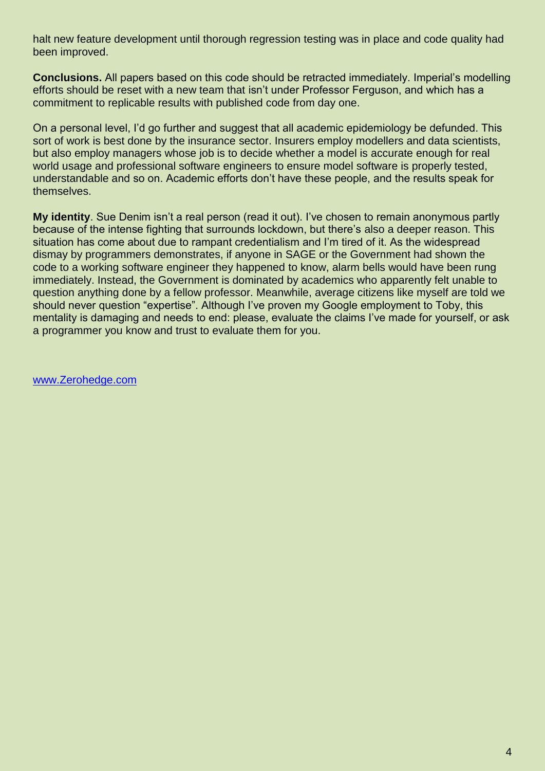halt new feature development until thorough regression testing was in place and code quality had been improved.

**Conclusions.** All papers based on this code should be retracted immediately. Imperial's modelling efforts should be reset with a new team that isn't under Professor Ferguson, and which has a commitment to replicable results with published code from day one.

On a personal level, I'd go further and suggest that all academic epidemiology be defunded. This sort of work is best done by the insurance sector. Insurers employ modellers and data scientists, but also employ managers whose job is to decide whether a model is accurate enough for real world usage and professional software engineers to ensure model software is properly tested, understandable and so on. Academic efforts don't have these people, and the results speak for themselves.

**My identity**. Sue Denim isn't a real person (read it out). I've chosen to remain anonymous partly because of the intense fighting that surrounds lockdown, but there's also a deeper reason. This situation has come about due to rampant credentialism and I'm tired of it. As the widespread dismay by programmers demonstrates, if anyone in SAGE or the Government had shown the code to a working software engineer they happened to know, alarm bells would have been rung immediately. Instead, the Government is dominated by academics who apparently felt unable to question anything done by a fellow professor. Meanwhile, average citizens like myself are told we should never question "expertise". Although I've proven my Google employment to Toby, this mentality is damaging and needs to end: please, evaluate the claims I've made for yourself, or ask a programmer you know and trust to evaluate them for you.

www.Zerohedge.com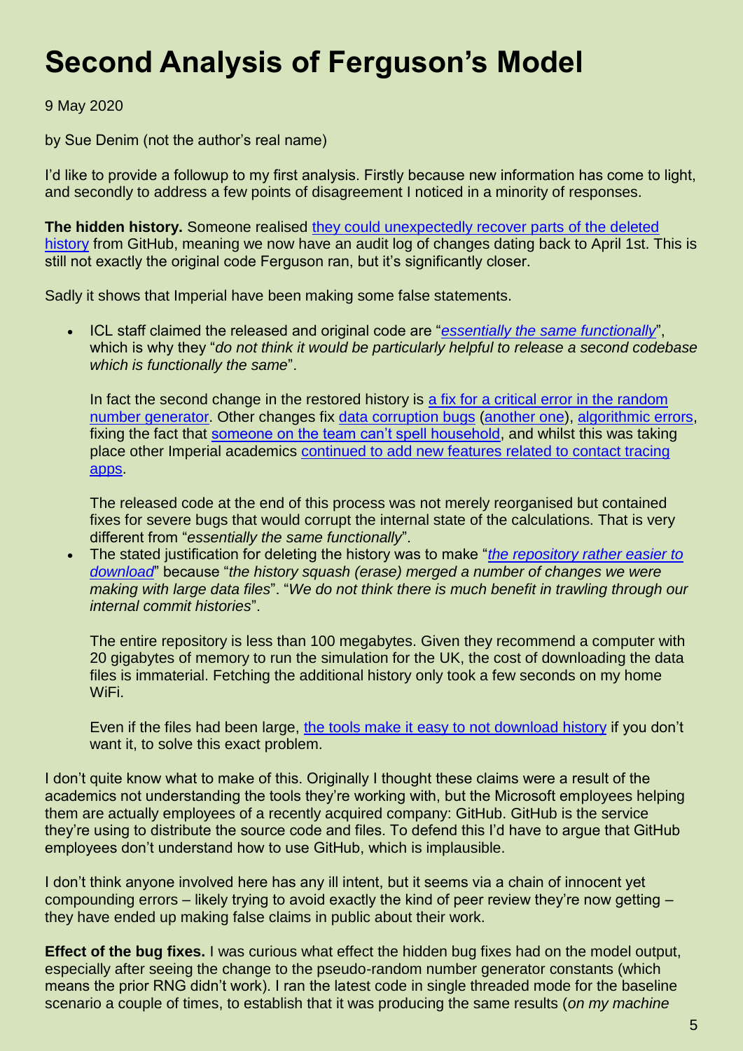# Second Analysis of Ferguson's Model

9 May 2020

by Sue Denim (not the author's real name)

I'd like to provide a followup to my first analysis. Firstly because new information has come to light, and secondly to address a few points of disagreement I noticed in a minority of responses.

**The hidden history.** Someone realised they could unexpectedly recover parts of the deleted history from GitHub, meaning we now have an audit log of changes dating back to April 1st. This is still not exactly the original code Ferguson ran, but it's significantly closer.

Sadly it shows that Imperial have been making some false statements.

- ICL staff claimed the released and original code are "*essentially the same functionally*", which is why they "*do not think it would be particularly helpful to release a second codebase which is functionally the same*".

  In fact the second change in the restored history is a fix for a critical error in the random number generator. Other changes fix data corruption bugs (another one), algorithmic errors, fixing the fact that someone on the team can't spell household, and whilst this was taking place other Imperial academics continued to add new features related to contact tracing apps.

  The released code at the end of this process was not merely reorganised but contained fixes for severe bugs that would corrupt the internal state of the calculations. That is very different from "*essentially the same functionally*".
- The stated justification for deleting the history was to make "*the repository rather easier to download*" because "*the history squash (erase) merged a number of changes we were making with large data files*". "*We do not think there is much benefit in trawling through our internal commit histories*".

  The entire repository is less than 100 megabytes. Given they recommend a computer with 20 gigabytes of memory to run the simulation for the UK, the cost of downloading the data files is immaterial. Fetching the additional history only took a few seconds on my home WiFi.

  Even if the files had been large, the tools make it easy to not download history if you don't want it, to solve this exact problem.

I don't quite know what to make of this. Originally I thought these claims were a result of the academics not understanding the tools they're working with, but the Microsoft employees helping them are actually employees of a recently acquired company: GitHub. GitHub is the service they're using to distribute the source code and files. To defend this I'd have to argue that GitHub employees don't understand how to use GitHub, which is implausible.

I don't think anyone involved here has any ill intent, but it seems via a chain of innocent yet compounding errors – likely trying to avoid exactly the kind of peer review they're now getting – they have ended up making false claims in public about their work.

**Effect of the bug fixes.** I was curious what effect the hidden bug fixes had on the model output, especially after seeing the change to the pseudo-random number generator constants (which means the prior RNG didn't work). I ran the latest code in single threaded mode for the baseline scenario a couple of times, to establish that it was producing the same results (*on my machine*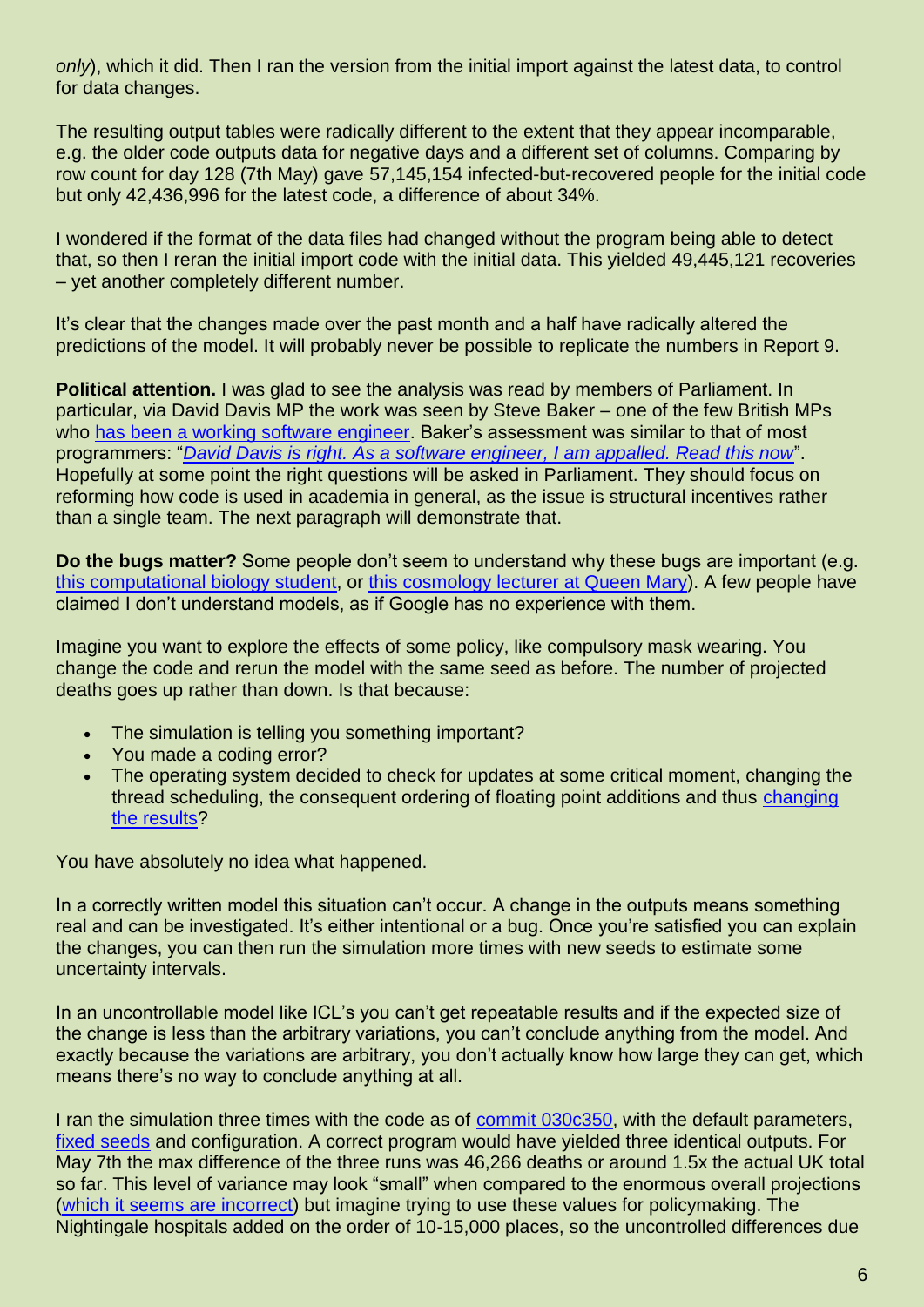*only*), which it did. Then I ran the version from the initial import against the latest data, to control for data changes.

The resulting output tables were radically different to the extent that they appear incomparable, e.g. the older code outputs data for negative days and a different set of columns. Comparing by row count for day 128 (7th May) gave 57,145,154 infected-but-recovered people for the initial code but only 42,436,996 for the latest code, a difference of about 34%.

I wondered if the format of the data files had changed without the program being able to detect that, so then I reran the initial import code with the initial data. This yielded 49,445,121 recoveries – yet another completely different number.

It's clear that the changes made over the past month and a half have radically altered the predictions of the model. It will probably never be possible to replicate the numbers in Report 9.

**Political attention.** I was glad to see the analysis was read by members of Parliament. In particular, via David Davis MP the work was seen by Steve Baker – one of the few British MPs who has been a working software engineer. Baker's assessment was similar to that of most programmers: "*David Davis is right. As a software engineer, I am appalled. Read this now*". Hopefully at some point the right questions will be asked in Parliament. They should focus on reforming how code is used in academia in general, as the issue is structural incentives rather than a single team. The next paragraph will demonstrate that.

**Do the bugs matter?** Some people don't seem to understand why these bugs are important (e.g. this computational biology student, or this cosmology lecturer at Queen Mary). A few people have claimed I don't understand models, as if Google has no experience with them.

Imagine you want to explore the effects of some policy, like compulsory mask wearing. You change the code and rerun the model with the same seed as before. The number of projected deaths goes up rather than down. Is that because:

- The simulation is telling you something important?
- You made a coding error?
- The operating system decided to check for updates at some critical moment, changing the thread scheduling, the consequent ordering of floating point additions and thus changing the results?

You have absolutely no idea what happened.

In a correctly written model this situation can't occur. A change in the outputs means something real and can be investigated. It's either intentional or a bug. Once you're satisfied you can explain the changes, you can then run the simulation more times with new seeds to estimate some uncertainty intervals.

In an uncontrollable model like ICL's you can't get repeatable results and if the expected size of the change is less than the arbitrary variations, you can't conclude anything from the model. And exactly because the variations are arbitrary, you don't actually know how large they can get, which means there's no way to conclude anything at all.

I ran the simulation three times with the code as of commit 030c350, with the default parameters, fixed seeds and configuration. A correct program would have yielded three identical outputs. For May 7th the max difference of the three runs was 46,266 deaths or around 1.5x the actual UK total so far. This level of variance may look "small" when compared to the enormous overall projections (which it seems are incorrect) but imagine trying to use these values for policymaking. The Nightingale hospitals added on the order of 10-15,000 places, so the uncontrolled differences due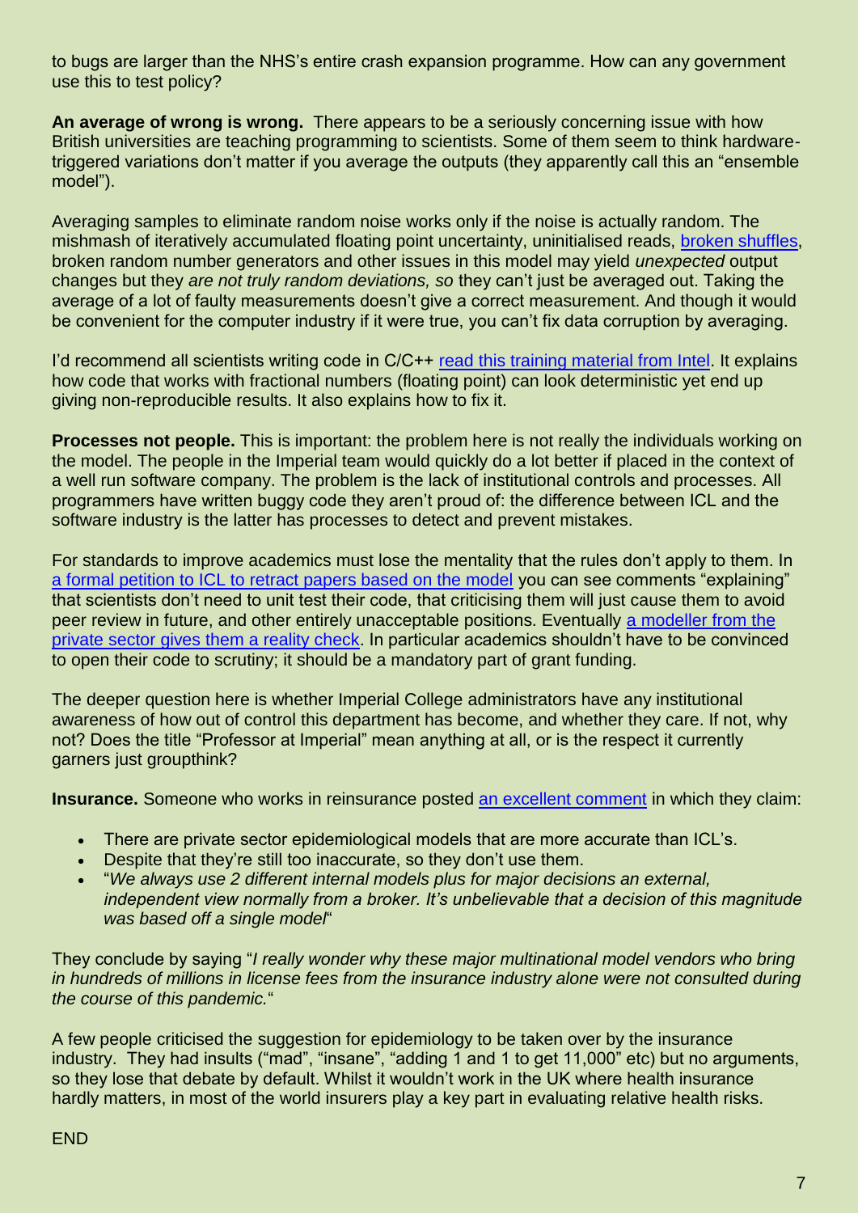to bugs are larger than the NHS's entire crash expansion programme. How can any government use this to test policy?

**An average of wrong is wrong.** There appears to be a seriously concerning issue with how British universities are teaching programming to scientists. Some of them seem to think hardware-triggered variations don't matter if you average the outputs (they apparently call this an "ensemble model").

Averaging samples to eliminate random noise works only if the noise is actually random. The mishmash of iteratively accumulated floating point uncertainty, uninitialised reads, broken shuffles, broken random number generators and other issues in this model may yield *unexpected* output changes but they *are not truly random deviations, so* they can't just be averaged out. Taking the average of a lot of faulty measurements doesn't give a correct measurement. And though it would be convenient for the computer industry if it were true, you can't fix data corruption by averaging.

I'd recommend all scientists writing code in C/C++ read this training material from Intel. It explains how code that works with fractional numbers (floating point) can look deterministic yet end up giving non-reproducible results. It also explains how to fix it.

**Processes not people.** This is important: the problem here is not really the individuals working on the model. The people in the Imperial team would quickly do a lot better if placed in the context of a well run software company. The problem is the lack of institutional controls and processes. All programmers have written buggy code they aren't proud of: the difference between ICL and the software industry is the latter has processes to detect and prevent mistakes.

For standards to improve academics must lose the mentality that the rules don't apply to them. In a formal petition to ICL to retract papers based on the model you can see comments "explaining" that scientists don't need to unit test their code, that criticising them will just cause them to avoid peer review in future, and other entirely unacceptable positions. Eventually a modeller from the private sector gives them a reality check. In particular academics shouldn't have to be convinced to open their code to scrutiny; it should be a mandatory part of grant funding.

The deeper question here is whether Imperial College administrators have any institutional awareness of how out of control this department has become, and whether they care. If not, why not? Does the title "Professor at Imperial" mean anything at all, or is the respect it currently garners just groupthink?

**Insurance.** Someone who works in reinsurance posted an excellent comment in which they claim:

- There are private sector epidemiological models that are more accurate than ICL's.
- Despite that they're still too inaccurate, so they don't use them.
- "*We always use 2 different internal models plus for major decisions an external, independent view normally from a broker. It's unbelievable that a decision of this magnitude was based off a single model*"

They conclude by saying "*I really wonder why these major multinational model vendors who bring in hundreds of millions in license fees from the insurance industry alone were not consulted during the course of this pandemic.*"

A few people criticised the suggestion for epidemiology to be taken over by the insurance industry. They had insults ("mad", "insane", "adding 1 and 1 to get 11,000" etc) but no arguments, so they lose that debate by default. Whilst it wouldn't work in the UK where health insurance hardly matters, in most of the world insurers play a key part in evaluating relative health risks.

END